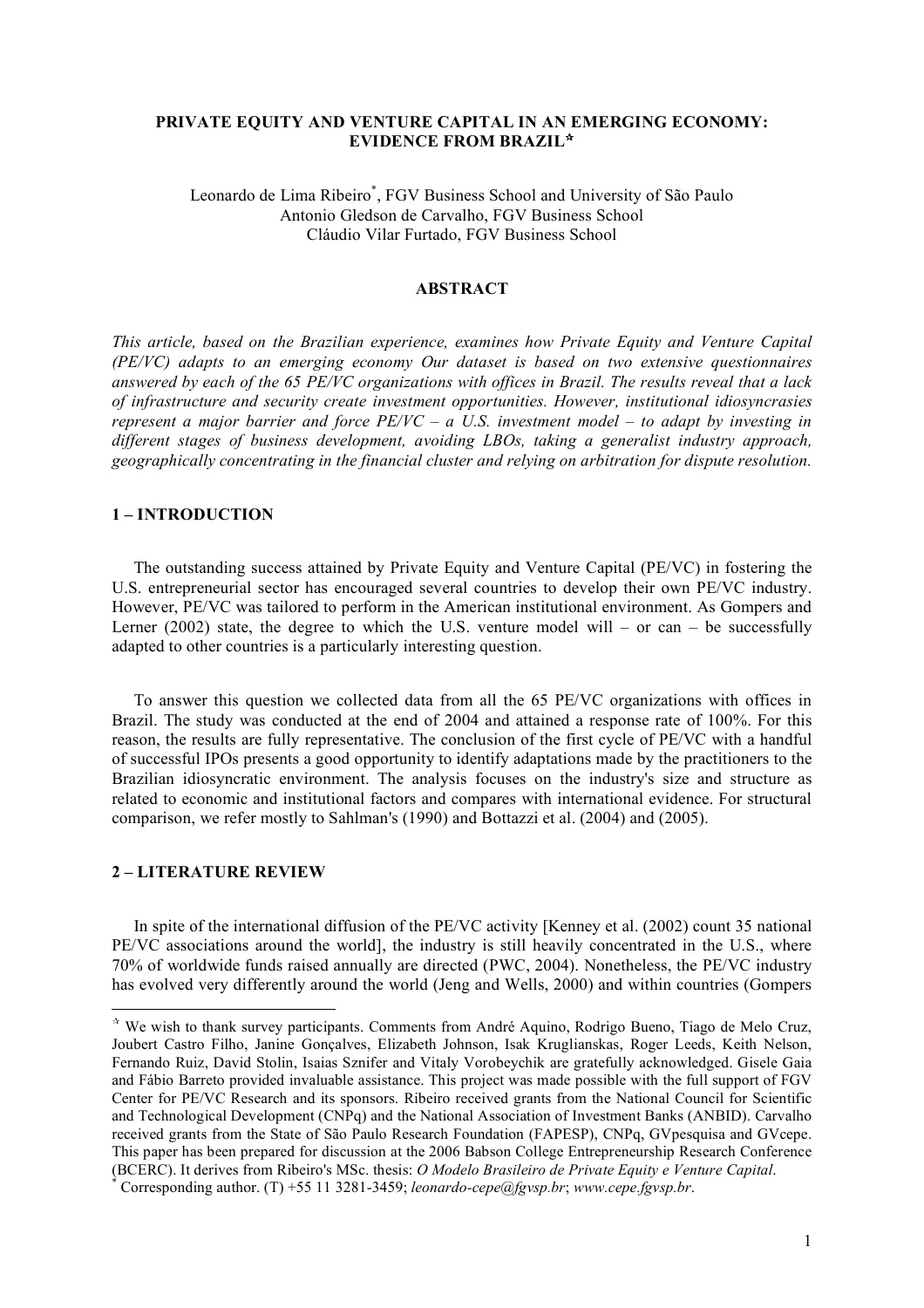# PRIVATE EQUITY AND VENTURE CAPITAL IN AN EMERGING ECONOMY: EVIDENCE FROM BRAZIL[☆]

Leonardo de Lima Ribeiro[*], FGV Business School and University of São Paulo
Antonio Gledson de Carvalho, FGV Business School
Cláudio Vilar Furtado, FGV Business School

## ABSTRACT

*This article, based on the Brazilian experience, examines how Private Equity and Venture Capital (PE/VC) adapts to an emerging economy Our dataset is based on two extensive questionnaires answered by each of the 65 PE/VC organizations with offices in Brazil. The results reveal that a lack of infrastructure and security create investment opportunities. However, institutional idiosyncrasies represent a major barrier and force PE/VC – a U.S. investment model – to adapt by investing in different stages of business development, avoiding LBOs, taking a generalist industry approach, geographically concentrating in the financial cluster and relying on arbitration for dispute resolution.*

## 1 – INTRODUCTION

The outstanding success attained by Private Equity and Venture Capital (PE/VC) in fostering the U.S. entrepreneurial sector has encouraged several countries to develop their own PE/VC industry. However, PE/VC was tailored to perform in the American institutional environment. As Gompers and Lerner (2002) state, the degree to which the U.S. venture model will – or can – be successfully adapted to other countries is a particularly interesting question.

To answer this question we collected data from all the 65 PE/VC organizations with offices in Brazil. The study was conducted at the end of 2004 and attained a response rate of 100%. For this reason, the results are fully representative. The conclusion of the first cycle of PE/VC with a handful of successful IPOs presents a good opportunity to identify adaptations made by the practitioners to the Brazilian idiosyncratic environment. The analysis focuses on the industry's size and structure as related to economic and institutional factors and compares with international evidence. For structural comparison, we refer mostly to Sahlman's (1990) and Bottazzi et al. (2004) and (2005).

## 2 – LITERATURE REVIEW

In spite of the international diffusion of the PE/VC activity [Kenney et al. (2002) count 35 national PE/VC associations around the world], the industry is still heavily concentrated in the U.S., where 70% of worldwide funds raised annually are directed (PWC, 2004). Nonetheless, the PE/VC industry has evolved very differently around the world (Jeng and Wells, 2000) and within countries (Gompers

---

[☆] We wish to thank survey participants. Comments from André Aquino, Rodrigo Bueno, Tiago de Melo Cruz, Joubert Castro Filho, Janine Gonçalves, Elizabeth Johnson, Isak Kruglianskas, Roger Leeds, Keith Nelson, Fernando Ruiz, David Stolin, Isaias Sznifer and Vitaly Vorobeychik are gratefully acknowledged. Gisele Gaia and Fábio Barreto provided invaluable assistance. This project was made possible with the full support of FGV Center for PE/VC Research and its sponsors. Ribeiro received grants from the National Council for Scientific and Technological Development (CNPq) and the National Association of Investment Banks (ANBID). Carvalho received grants from the State of São Paulo Research Foundation (FAPESP), CNPq, GVpesquisa and GVcepe. This paper has been prepared for discussion at the 2006 Babson College Entrepreneurship Research Conference (BCERC). It derives from Ribeiro's MSc. thesis: *O Modelo Brasileiro de Private Equity e Venture Capital*.

[*] Corresponding author. (T) +55 11 3281-3459; *leonardo-cepe@fgvsp.br*; *www.cepe.fgvsp.br*.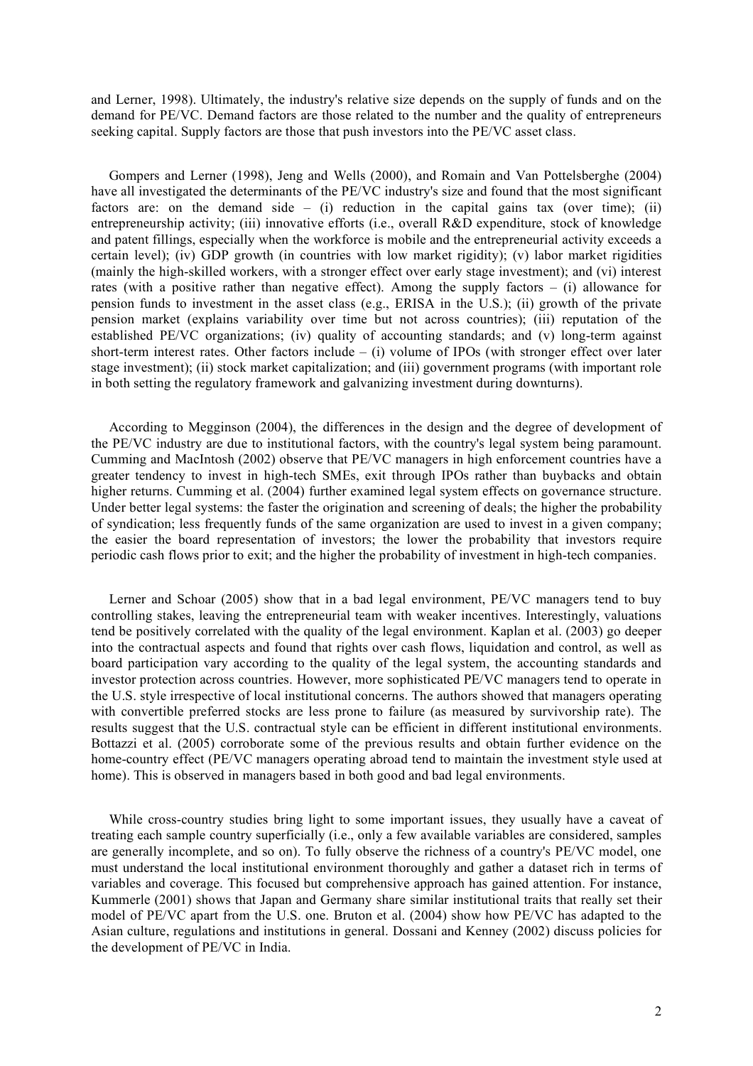and Lerner, 1998). Ultimately, the industry's relative size depends on the supply of funds and on the demand for PE/VC. Demand factors are those related to the number and the quality of entrepreneurs seeking capital. Supply factors are those that push investors into the PE/VC asset class.

Gompers and Lerner (1998), Jeng and Wells (2000), and Romain and Van Pottelsberghe (2004) have all investigated the determinants of the PE/VC industry's size and found that the most significant factors are: on the demand side – (i) reduction in the capital gains tax (over time); (ii) entrepreneurship activity; (iii) innovative efforts (i.e., overall R&D expenditure, stock of knowledge and patent fillings, especially when the workforce is mobile and the entrepreneurial activity exceeds a certain level); (iv) GDP growth (in countries with low market rigidity); (v) labor market rigidities (mainly the high-skilled workers, with a stronger effect over early stage investment); and (vi) interest rates (with a positive rather than negative effect). Among the supply factors – (i) allowance for pension funds to investment in the asset class (e.g., ERISA in the U.S.); (ii) growth of the private pension market (explains variability over time but not across countries); (iii) reputation of the established PE/VC organizations; (iv) quality of accounting standards; and (v) long-term against short-term interest rates. Other factors include – (i) volume of IPOs (with stronger effect over later stage investment); (ii) stock market capitalization; and (iii) government programs (with important role in both setting the regulatory framework and galvanizing investment during downturns).

According to Megginson (2004), the differences in the design and the degree of development of the PE/VC industry are due to institutional factors, with the country's legal system being paramount. Cumming and MacIntosh (2002) observe that PE/VC managers in high enforcement countries have a greater tendency to invest in high-tech SMEs, exit through IPOs rather than buybacks and obtain higher returns. Cumming et al. (2004) further examined legal system effects on governance structure. Under better legal systems: the faster the origination and screening of deals; the higher the probability of syndication; less frequently funds of the same organization are used to invest in a given company; the easier the board representation of investors; the lower the probability that investors require periodic cash flows prior to exit; and the higher the probability of investment in high-tech companies.

Lerner and Schoar (2005) show that in a bad legal environment, PE/VC managers tend to buy controlling stakes, leaving the entrepreneurial team with weaker incentives. Interestingly, valuations tend be positively correlated with the quality of the legal environment. Kaplan et al. (2003) go deeper into the contractual aspects and found that rights over cash flows, liquidation and control, as well as board participation vary according to the quality of the legal system, the accounting standards and investor protection across countries. However, more sophisticated PE/VC managers tend to operate in the U.S. style irrespective of local institutional concerns. The authors showed that managers operating with convertible preferred stocks are less prone to failure (as measured by survivorship rate). The results suggest that the U.S. contractual style can be efficient in different institutional environments. Bottazzi et al. (2005) corroborate some of the previous results and obtain further evidence on the home-country effect (PE/VC managers operating abroad tend to maintain the investment style used at home). This is observed in managers based in both good and bad legal environments.

While cross-country studies bring light to some important issues, they usually have a caveat of treating each sample country superficially (i.e., only a few available variables are considered, samples are generally incomplete, and so on). To fully observe the richness of a country's PE/VC model, one must understand the local institutional environment thoroughly and gather a dataset rich in terms of variables and coverage. This focused but comprehensive approach has gained attention. For instance, Kummerle (2001) shows that Japan and Germany share similar institutional traits that really set their model of PE/VC apart from the U.S. one. Bruton et al. (2004) show how PE/VC has adapted to the Asian culture, regulations and institutions in general. Dossani and Kenney (2002) discuss policies for the development of PE/VC in India.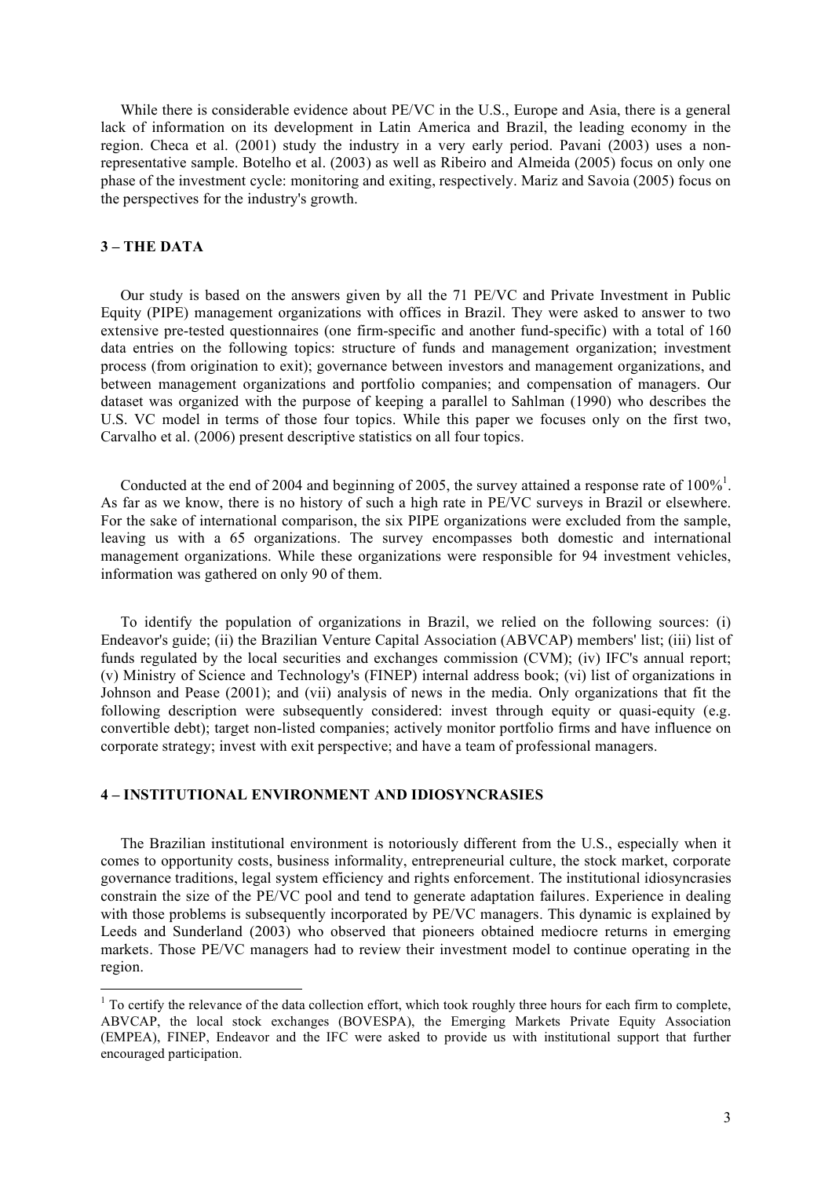While there is considerable evidence about PE/VC in the U.S., Europe and Asia, there is a general lack of information on its development in Latin America and Brazil, the leading economy in the region. Checa et al. (2001) study the industry in a very early period. Pavani (2003) uses a non-representative sample. Botelho et al. (2003) as well as Ribeiro and Almeida (2005) focus on only one phase of the investment cycle: monitoring and exiting, respectively. Mariz and Savoia (2005) focus on the perspectives for the industry's growth.

## 3 – THE DATA

Our study is based on the answers given by all the 71 PE/VC and Private Investment in Public Equity (PIPE) management organizations with offices in Brazil. They were asked to answer to two extensive pre-tested questionnaires (one firm-specific and another fund-specific) with a total of 160 data entries on the following topics: structure of funds and management organization; investment process (from origination to exit); governance between investors and management organizations, and between management organizations and portfolio companies; and compensation of managers. Our dataset was organized with the purpose of keeping a parallel to Sahlman (1990) who describes the U.S. VC model in terms of those four topics. While this paper we focuses only on the first two, Carvalho et al. (2006) present descriptive statistics on all four topics.

Conducted at the end of 2004 and beginning of 2005, the survey attained a response rate of 100%[1]. As far as we know, there is no history of such a high rate in PE/VC surveys in Brazil or elsewhere. For the sake of international comparison, the six PIPE organizations were excluded from the sample, leaving us with a 65 organizations. The survey encompasses both domestic and international management organizations. While these organizations were responsible for 94 investment vehicles, information was gathered on only 90 of them.

To identify the population of organizations in Brazil, we relied on the following sources: (i) Endeavor's guide; (ii) the Brazilian Venture Capital Association (ABVCAP) members' list; (iii) list of funds regulated by the local securities and exchanges commission (CVM); (iv) IFC's annual report; (v) Ministry of Science and Technology's (FINEP) internal address book; (vi) list of organizations in Johnson and Pease (2001); and (vii) analysis of news in the media. Only organizations that fit the following description were subsequently considered: invest through equity or quasi-equity (e.g. convertible debt); target non-listed companies; actively monitor portfolio firms and have influence on corporate strategy; invest with exit perspective; and have a team of professional managers.

## 4 – INSTITUTIONAL ENVIRONMENT AND IDIOSYNCRASIES

The Brazilian institutional environment is notoriously different from the U.S., especially when it comes to opportunity costs, business informality, entrepreneurial culture, the stock market, corporate governance traditions, legal system efficiency and rights enforcement. The institutional idiosyncrasies constrain the size of the PE/VC pool and tend to generate adaptation failures. Experience in dealing with those problems is subsequently incorporated by PE/VC managers. This dynamic is explained by Leeds and Sunderland (2003) who observed that pioneers obtained mediocre returns in emerging markets. Those PE/VC managers had to review their investment model to continue operating in the region.

---

[1] To certify the relevance of the data collection effort, which took roughly three hours for each firm to complete, ABVCAP, the local stock exchanges (BOVESPA), the Emerging Markets Private Equity Association (EMPEA), FINEP, Endeavor and the IFC were asked to provide us with institutional support that further encouraged participation.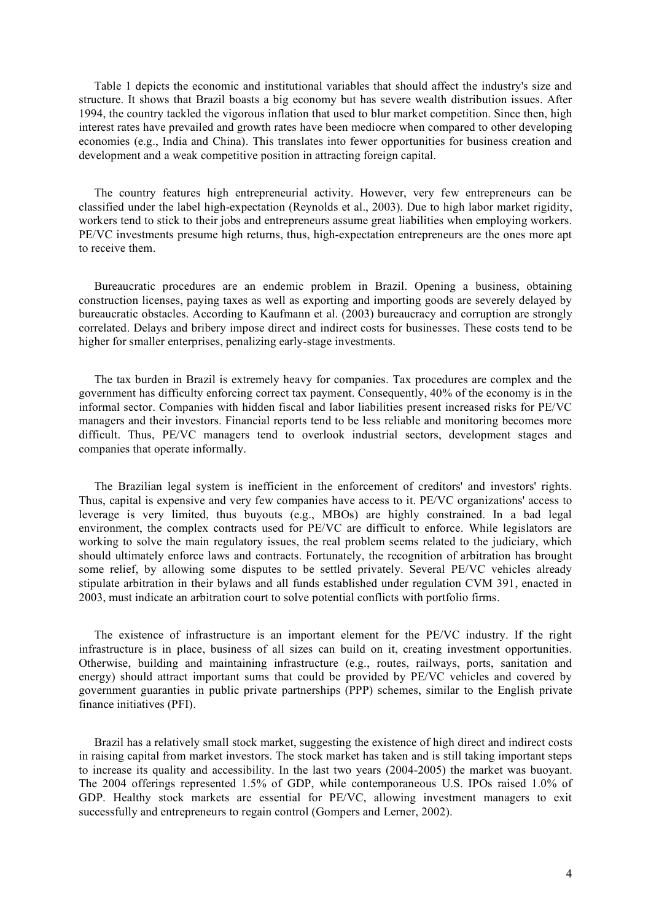Table 1 depicts the economic and institutional variables that should affect the industry's size and structure. It shows that Brazil boasts a big economy but has severe wealth distribution issues. After 1994, the country tackled the vigorous inflation that used to blur market competition. Since then, high interest rates have prevailed and growth rates have been mediocre when compared to other developing economies (e.g., India and China). This translates into fewer opportunities for business creation and development and a weak competitive position in attracting foreign capital.

The country features high entrepreneurial activity. However, very few entrepreneurs can be classified under the label high-expectation (Reynolds et al., 2003). Due to high labor market rigidity, workers tend to stick to their jobs and entrepreneurs assume great liabilities when employing workers. PE/VC investments presume high returns, thus, high-expectation entrepreneurs are the ones more apt to receive them.

Bureaucratic procedures are an endemic problem in Brazil. Opening a business, obtaining construction licenses, paying taxes as well as exporting and importing goods are severely delayed by bureaucratic obstacles. According to Kaufmann et al. (2003) bureaucracy and corruption are strongly correlated. Delays and bribery impose direct and indirect costs for businesses. These costs tend to be higher for smaller enterprises, penalizing early-stage investments.

The tax burden in Brazil is extremely heavy for companies. Tax procedures are complex and the government has difficulty enforcing correct tax payment. Consequently, 40% of the economy is in the informal sector. Companies with hidden fiscal and labor liabilities present increased risks for PE/VC managers and their investors. Financial reports tend to be less reliable and monitoring becomes more difficult. Thus, PE/VC managers tend to overlook industrial sectors, development stages and companies that operate informally.

The Brazilian legal system is inefficient in the enforcement of creditors' and investors' rights. Thus, capital is expensive and very few companies have access to it. PE/VC organizations' access to leverage is very limited, thus buyouts (e.g., MBOs) are highly constrained. In a bad legal environment, the complex contracts used for PE/VC are difficult to enforce. While legislators are working to solve the main regulatory issues, the real problem seems related to the judiciary, which should ultimately enforce laws and contracts. Fortunately, the recognition of arbitration has brought some relief, by allowing some disputes to be settled privately. Several PE/VC vehicles already stipulate arbitration in their bylaws and all funds established under regulation CVM 391, enacted in 2003, must indicate an arbitration court to solve potential conflicts with portfolio firms.

The existence of infrastructure is an important element for the PE/VC industry. If the right infrastructure is in place, business of all sizes can build on it, creating investment opportunities. Otherwise, building and maintaining infrastructure (e.g., routes, railways, ports, sanitation and energy) should attract important sums that could be provided by PE/VC vehicles and covered by government guaranties in public private partnerships (PPP) schemes, similar to the English private finance initiatives (PFI).

Brazil has a relatively small stock market, suggesting the existence of high direct and indirect costs in raising capital from market investors. The stock market has taken and is still taking important steps to increase its quality and accessibility. In the last two years (2004-2005) the market was buoyant. The 2004 offerings represented 1.5% of GDP, while contemporaneous U.S. IPOs raised 1.0% of GDP. Healthy stock markets are essential for PE/VC, allowing investment managers to exit successfully and entrepreneurs to regain control (Gompers and Lerner, 2002).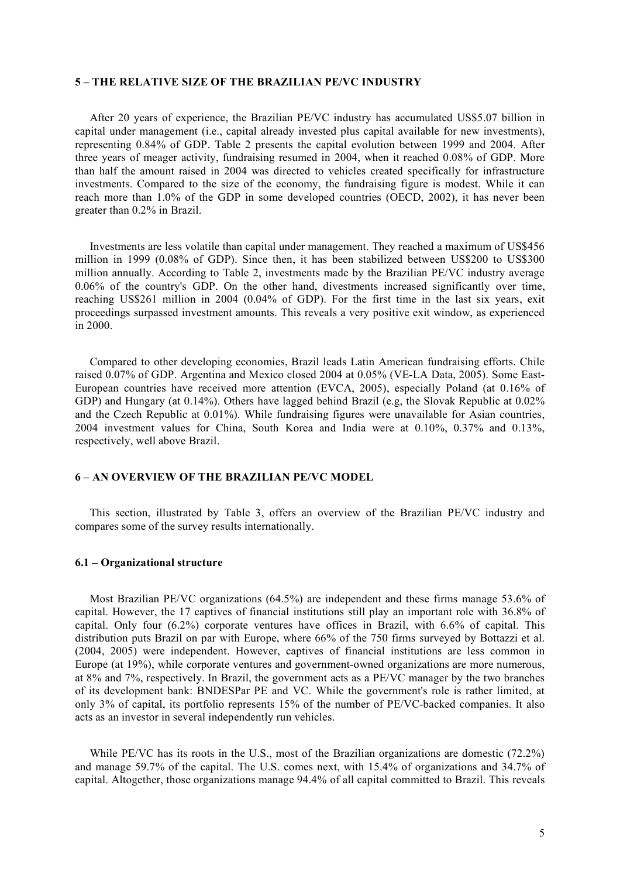## 5 – THE RELATIVE SIZE OF THE BRAZILIAN PE/VC INDUSTRY

After 20 years of experience, the Brazilian PE/VC industry has accumulated US$5.07 billion in capital under management (i.e., capital already invested plus capital available for new investments), representing 0.84% of GDP. Table 2 presents the capital evolution between 1999 and 2004. After three years of meager activity, fundraising resumed in 2004, when it reached 0.08% of GDP. More than half the amount raised in 2004 was directed to vehicles created specifically for infrastructure investments. Compared to the size of the economy, the fundraising figure is modest. While it can reach more than 1.0% of the GDP in some developed countries (OECD, 2002), it has never been greater than 0.2% in Brazil.

Investments are less volatile than capital under management. They reached a maximum of US$456 million in 1999 (0.08% of GDP). Since then, it has been stabilized between US$200 to US$300 million annually. According to Table 2, investments made by the Brazilian PE/VC industry average 0.06% of the country's GDP. On the other hand, divestments increased significantly over time, reaching US$261 million in 2004 (0.04% of GDP). For the first time in the last six years, exit proceedings surpassed investment amounts. This reveals a very positive exit window, as experienced in 2000.

Compared to other developing economies, Brazil leads Latin American fundraising efforts. Chile raised 0.07% of GDP. Argentina and Mexico closed 2004 at 0.05% (VE-LA Data, 2005). Some East-European countries have received more attention (EVCA, 2005), especially Poland (at 0.16% of GDP) and Hungary (at 0.14%). Others have lagged behind Brazil (e.g, the Slovak Republic at 0.02% and the Czech Republic at 0.01%). While fundraising figures were unavailable for Asian countries, 2004 investment values for China, South Korea and India were at 0.10%, 0.37% and 0.13%, respectively, well above Brazil.

## 6 – AN OVERVIEW OF THE BRAZILIAN PE/VC MODEL

This section, illustrated by Table 3, offers an overview of the Brazilian PE/VC industry and compares some of the survey results internationally.

### 6.1 – Organizational structure

Most Brazilian PE/VC organizations (64.5%) are independent and these firms manage 53.6% of capital. However, the 17 captives of financial institutions still play an important role with 36.8% of capital. Only four (6.2%) corporate ventures have offices in Brazil, with 6.6% of capital. This distribution puts Brazil on par with Europe, where 66% of the 750 firms surveyed by Bottazzi et al. (2004, 2005) were independent. However, captives of financial institutions are less common in Europe (at 19%), while corporate ventures and government-owned organizations are more numerous, at 8% and 7%, respectively. In Brazil, the government acts as a PE/VC manager by the two branches of its development bank: BNDESPar PE and VC. While the government's role is rather limited, at only 3% of capital, its portfolio represents 15% of the number of PE/VC-backed companies. It also acts as an investor in several independently run vehicles.

While PE/VC has its roots in the U.S., most of the Brazilian organizations are domestic (72.2%) and manage 59.7% of the capital. The U.S. comes next, with 15.4% of organizations and 34.7% of capital. Altogether, those organizations manage 94.4% of all capital committed to Brazil. This reveals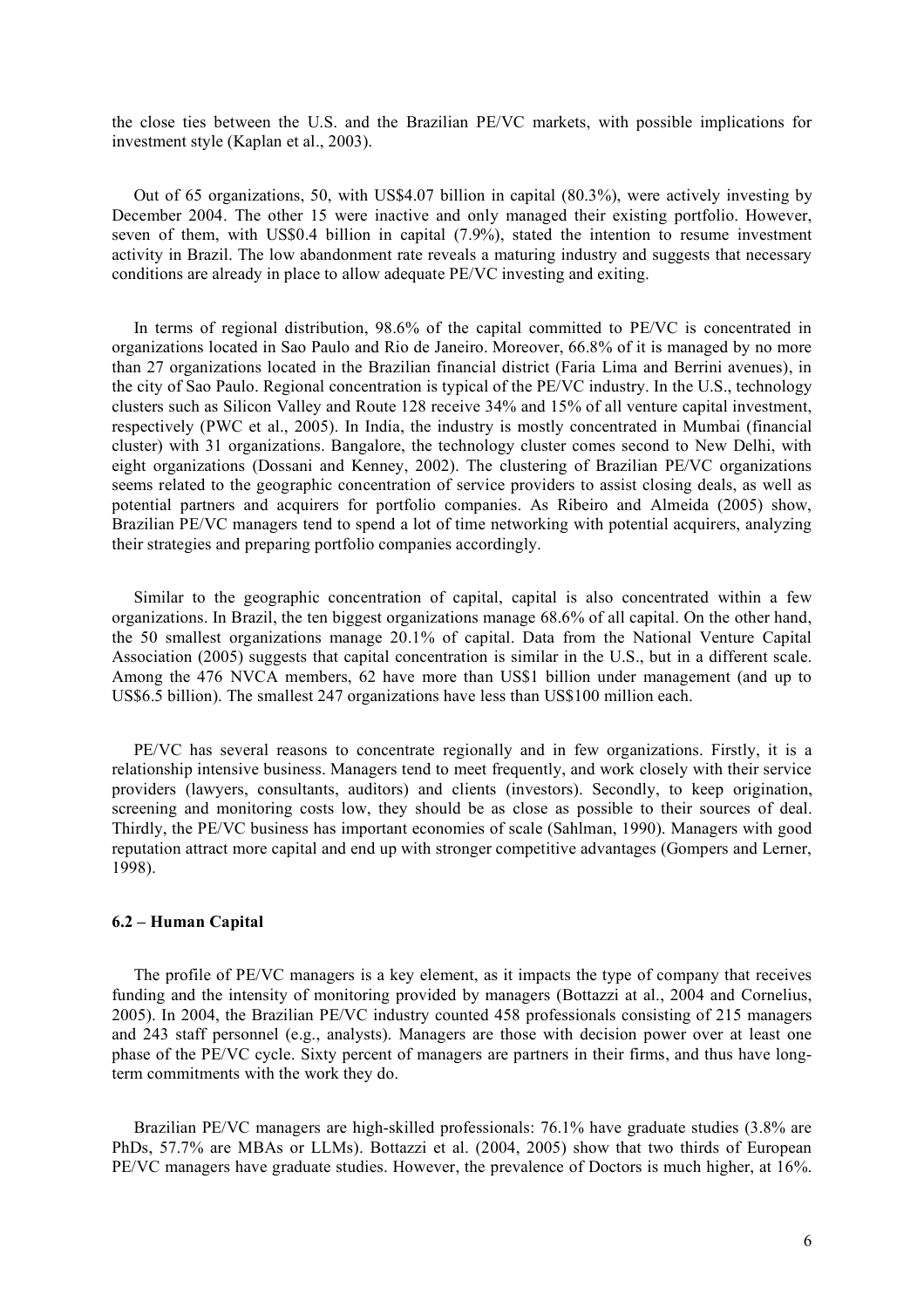the close ties between the U.S. and the Brazilian PE/VC markets, with possible implications for investment style (Kaplan et al., 2003).

Out of 65 organizations, 50, with US$4.07 billion in capital (80.3%), were actively investing by December 2004. The other 15 were inactive and only managed their existing portfolio. However, seven of them, with US$0.4 billion in capital (7.9%), stated the intention to resume investment activity in Brazil. The low abandonment rate reveals a maturing industry and suggests that necessary conditions are already in place to allow adequate PE/VC investing and exiting.

In terms of regional distribution, 98.6% of the capital committed to PE/VC is concentrated in organizations located in Sao Paulo and Rio de Janeiro. Moreover, 66.8% of it is managed by no more than 27 organizations located in the Brazilian financial district (Faria Lima and Berrini avenues), in the city of Sao Paulo. Regional concentration is typical of the PE/VC industry. In the U.S., technology clusters such as Silicon Valley and Route 128 receive 34% and 15% of all venture capital investment, respectively (PWC et al., 2005). In India, the industry is mostly concentrated in Mumbai (financial cluster) with 31 organizations. Bangalore, the technology cluster comes second to New Delhi, with eight organizations (Dossani and Kenney, 2002). The clustering of Brazilian PE/VC organizations seems related to the geographic concentration of service providers to assist closing deals, as well as potential partners and acquirers for portfolio companies. As Ribeiro and Almeida (2005) show, Brazilian PE/VC managers tend to spend a lot of time networking with potential acquirers, analyzing their strategies and preparing portfolio companies accordingly.

Similar to the geographic concentration of capital, capital is also concentrated within a few organizations. In Brazil, the ten biggest organizations manage 68.6% of all capital. On the other hand, the 50 smallest organizations manage 20.1% of capital. Data from the National Venture Capital Association (2005) suggests that capital concentration is similar in the U.S., but in a different scale. Among the 476 NVCA members, 62 have more than US$1 billion under management (and up to US$6.5 billion). The smallest 247 organizations have less than US$100 million each.

PE/VC has several reasons to concentrate regionally and in few organizations. Firstly, it is a relationship intensive business. Managers tend to meet frequently, and work closely with their service providers (lawyers, consultants, auditors) and clients (investors). Secondly, to keep origination, screening and monitoring costs low, they should be as close as possible to their sources of deal. Thirdly, the PE/VC business has important economies of scale (Sahlman, 1990). Managers with good reputation attract more capital and end up with stronger competitive advantages (Gompers and Lerner, 1998).

### 6.2 – Human Capital

The profile of PE/VC managers is a key element, as it impacts the type of company that receives funding and the intensity of monitoring provided by managers (Bottazzi at al., 2004 and Cornelius, 2005). In 2004, the Brazilian PE/VC industry counted 458 professionals consisting of 215 managers and 243 staff personnel (e.g., analysts). Managers are those with decision power over at least one phase of the PE/VC cycle. Sixty percent of managers are partners in their firms, and thus have long-term commitments with the work they do.

Brazilian PE/VC managers are high-skilled professionals: 76.1% have graduate studies (3.8% are PhDs, 57.7% are MBAs or LLMs). Bottazzi et al. (2004, 2005) show that two thirds of European PE/VC managers have graduate studies. However, the prevalence of Doctors is much higher, at 16%.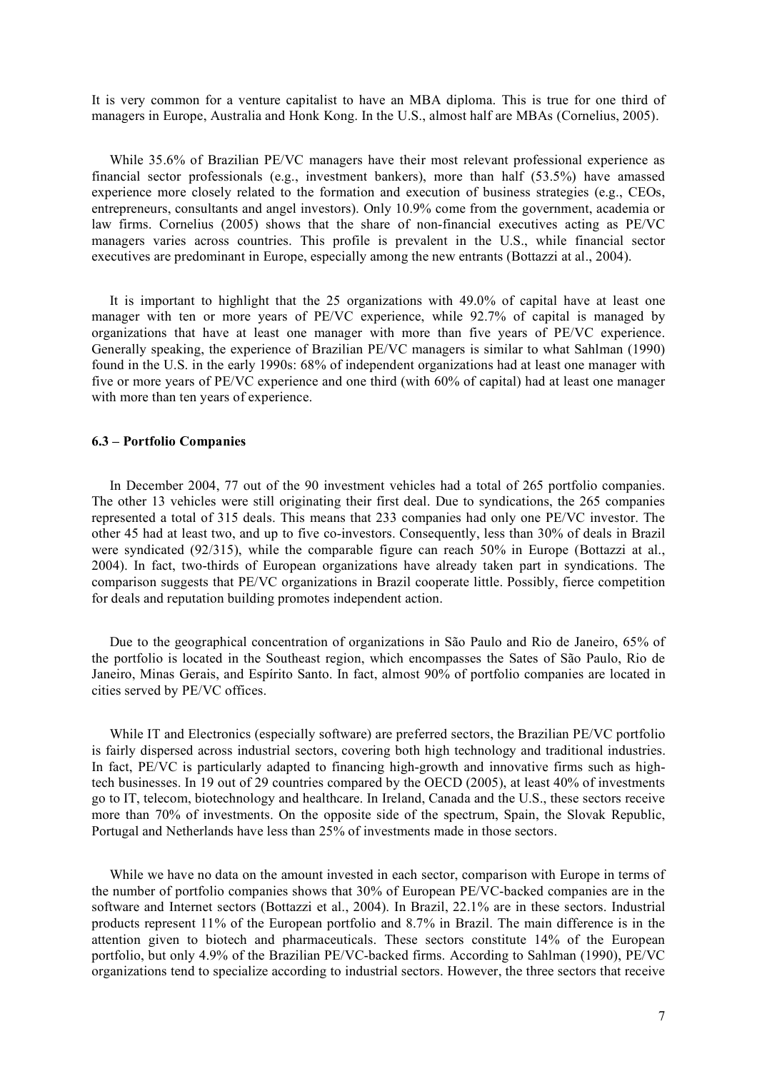It is very common for a venture capitalist to have an MBA diploma. This is true for one third of managers in Europe, Australia and Honk Kong. In the U.S., almost half are MBAs (Cornelius, 2005).

While 35.6% of Brazilian PE/VC managers have their most relevant professional experience as financial sector professionals (e.g., investment bankers), more than half (53.5%) have amassed experience more closely related to the formation and execution of business strategies (e.g., CEOs, entrepreneurs, consultants and angel investors). Only 10.9% come from the government, academia or law firms. Cornelius (2005) shows that the share of non-financial executives acting as PE/VC managers varies across countries. This profile is prevalent in the U.S., while financial sector executives are predominant in Europe, especially among the new entrants (Bottazzi at al., 2004).

It is important to highlight that the 25 organizations with 49.0% of capital have at least one manager with ten or more years of PE/VC experience, while 92.7% of capital is managed by organizations that have at least one manager with more than five years of PE/VC experience. Generally speaking, the experience of Brazilian PE/VC managers is similar to what Sahlman (1990) found in the U.S. in the early 1990s: 68% of independent organizations had at least one manager with five or more years of PE/VC experience and one third (with 60% of capital) had at least one manager with more than ten years of experience.

### 6.3 – Portfolio Companies

In December 2004, 77 out of the 90 investment vehicles had a total of 265 portfolio companies. The other 13 vehicles were still originating their first deal. Due to syndications, the 265 companies represented a total of 315 deals. This means that 233 companies had only one PE/VC investor. The other 45 had at least two, and up to five co-investors. Consequently, less than 30% of deals in Brazil were syndicated (92/315), while the comparable figure can reach 50% in Europe (Bottazzi at al., 2004). In fact, two-thirds of European organizations have already taken part in syndications. The comparison suggests that PE/VC organizations in Brazil cooperate little. Possibly, fierce competition for deals and reputation building promotes independent action.

Due to the geographical concentration of organizations in São Paulo and Rio de Janeiro, 65% of the portfolio is located in the Southeast region, which encompasses the Sates of São Paulo, Rio de Janeiro, Minas Gerais, and Espírito Santo. In fact, almost 90% of portfolio companies are located in cities served by PE/VC offices.

While IT and Electronics (especially software) are preferred sectors, the Brazilian PE/VC portfolio is fairly dispersed across industrial sectors, covering both high technology and traditional industries. In fact, PE/VC is particularly adapted to financing high-growth and innovative firms such as high-tech businesses. In 19 out of 29 countries compared by the OECD (2005), at least 40% of investments go to IT, telecom, biotechnology and healthcare. In Ireland, Canada and the U.S., these sectors receive more than 70% of investments. On the opposite side of the spectrum, Spain, the Slovak Republic, Portugal and Netherlands have less than 25% of investments made in those sectors.

While we have no data on the amount invested in each sector, comparison with Europe in terms of the number of portfolio companies shows that 30% of European PE/VC-backed companies are in the software and Internet sectors (Bottazzi et al., 2004). In Brazil, 22.1% are in these sectors. Industrial products represent 11% of the European portfolio and 8.7% in Brazil. The main difference is in the attention given to biotech and pharmaceuticals. These sectors constitute 14% of the European portfolio, but only 4.9% of the Brazilian PE/VC-backed firms. According to Sahlman (1990), PE/VC organizations tend to specialize according to industrial sectors. However, the three sectors that receive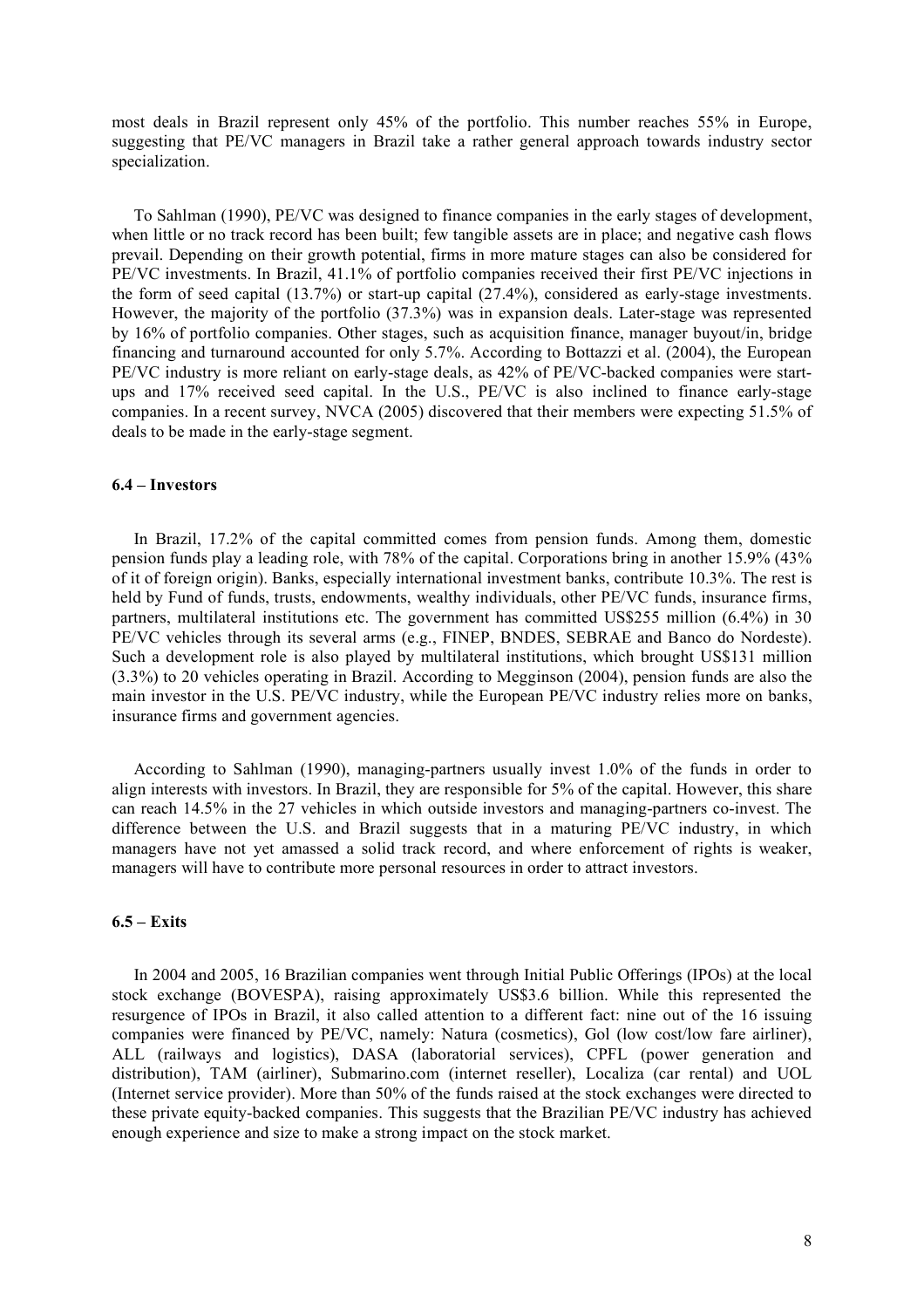most deals in Brazil represent only 45% of the portfolio. This number reaches 55% in Europe, suggesting that PE/VC managers in Brazil take a rather general approach towards industry sector specialization.

To Sahlman (1990), PE/VC was designed to finance companies in the early stages of development, when little or no track record has been built; few tangible assets are in place; and negative cash flows prevail. Depending on their growth potential, firms in more mature stages can also be considered for PE/VC investments. In Brazil, 41.1% of portfolio companies received their first PE/VC injections in the form of seed capital (13.7%) or start-up capital (27.4%), considered as early-stage investments. However, the majority of the portfolio (37.3%) was in expansion deals. Later-stage was represented by 16% of portfolio companies. Other stages, such as acquisition finance, manager buyout/in, bridge financing and turnaround accounted for only 5.7%. According to Bottazzi et al. (2004), the European PE/VC industry is more reliant on early-stage deals, as 42% of PE/VC-backed companies were start-ups and 17% received seed capital. In the U.S., PE/VC is also inclined to finance early-stage companies. In a recent survey, NVCA (2005) discovered that their members were expecting 51.5% of deals to be made in the early-stage segment.

### 6.4 – Investors

In Brazil, 17.2% of the capital committed comes from pension funds. Among them, domestic pension funds play a leading role, with 78% of the capital. Corporations bring in another 15.9% (43% of it of foreign origin). Banks, especially international investment banks, contribute 10.3%. The rest is held by Fund of funds, trusts, endowments, wealthy individuals, other PE/VC funds, insurance firms, partners, multilateral institutions etc. The government has committed US$255 million (6.4%) in 30 PE/VC vehicles through its several arms (e.g., FINEP, BNDES, SEBRAE and Banco do Nordeste). Such a development role is also played by multilateral institutions, which brought US$131 million (3.3%) to 20 vehicles operating in Brazil. According to Megginson (2004), pension funds are also the main investor in the U.S. PE/VC industry, while the European PE/VC industry relies more on banks, insurance firms and government agencies.

According to Sahlman (1990), managing-partners usually invest 1.0% of the funds in order to align interests with investors. In Brazil, they are responsible for 5% of the capital. However, this share can reach 14.5% in the 27 vehicles in which outside investors and managing-partners co-invest. The difference between the U.S. and Brazil suggests that in a maturing PE/VC industry, in which managers have not yet amassed a solid track record, and where enforcement of rights is weaker, managers will have to contribute more personal resources in order to attract investors.

### 6.5 – Exits

In 2004 and 2005, 16 Brazilian companies went through Initial Public Offerings (IPOs) at the local stock exchange (BOVESPA), raising approximately US$3.6 billion. While this represented the resurgence of IPOs in Brazil, it also called attention to a different fact: nine out of the 16 issuing companies were financed by PE/VC, namely: Natura (cosmetics), Gol (low cost/low fare airliner), ALL (railways and logistics), DASA (laboratorial services), CPFL (power generation and distribution), TAM (airliner), Submarino.com (internet reseller), Localiza (car rental) and UOL (Internet service provider). More than 50% of the funds raised at the stock exchanges were directed to these private equity-backed companies. This suggests that the Brazilian PE/VC industry has achieved enough experience and size to make a strong impact on the stock market.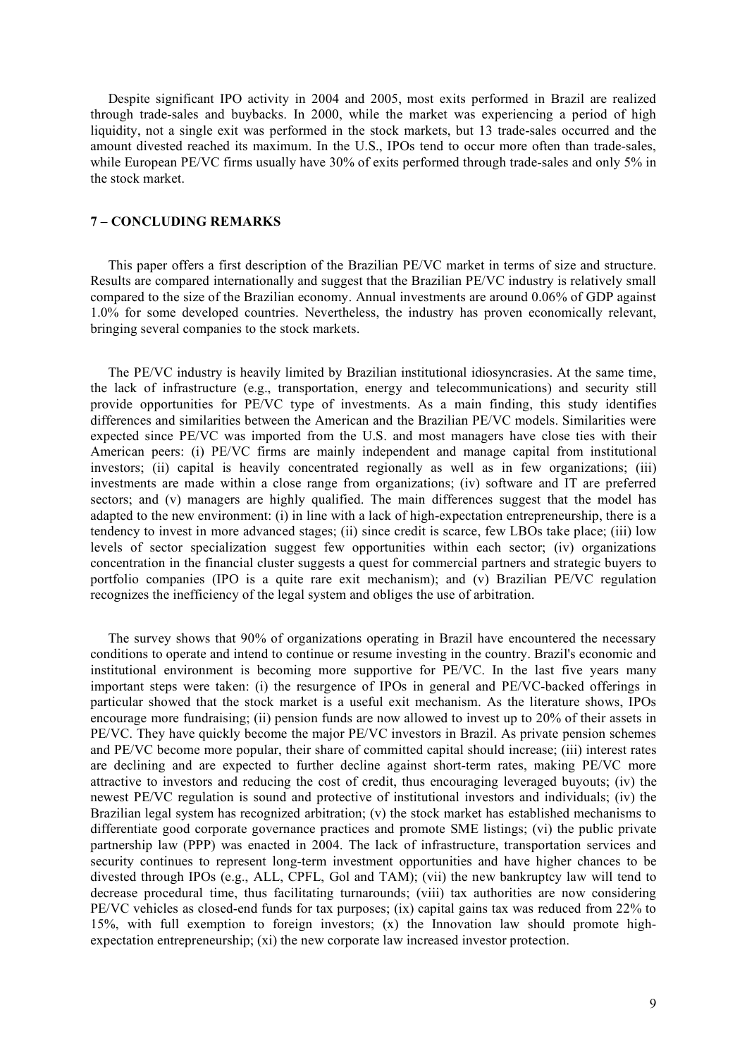Despite significant IPO activity in 2004 and 2005, most exits performed in Brazil are realized through trade-sales and buybacks. In 2000, while the market was experiencing a period of high liquidity, not a single exit was performed in the stock markets, but 13 trade-sales occurred and the amount divested reached its maximum. In the U.S., IPOs tend to occur more often than trade-sales, while European PE/VC firms usually have 30% of exits performed through trade-sales and only 5% in the stock market.

## 7 – CONCLUDING REMARKS

This paper offers a first description of the Brazilian PE/VC market in terms of size and structure. Results are compared internationally and suggest that the Brazilian PE/VC industry is relatively small compared to the size of the Brazilian economy. Annual investments are around 0.06% of GDP against 1.0% for some developed countries. Nevertheless, the industry has proven economically relevant, bringing several companies to the stock markets.

The PE/VC industry is heavily limited by Brazilian institutional idiosyncrasies. At the same time, the lack of infrastructure (e.g., transportation, energy and telecommunications) and security still provide opportunities for PE/VC type of investments. As a main finding, this study identifies differences and similarities between the American and the Brazilian PE/VC models. Similarities were expected since PE/VC was imported from the U.S. and most managers have close ties with their American peers: (i) PE/VC firms are mainly independent and manage capital from institutional investors; (ii) capital is heavily concentrated regionally as well as in few organizations; (iii) investments are made within a close range from organizations; (iv) software and IT are preferred sectors; and (v) managers are highly qualified. The main differences suggest that the model has adapted to the new environment: (i) in line with a lack of high-expectation entrepreneurship, there is a tendency to invest in more advanced stages; (ii) since credit is scarce, few LBOs take place; (iii) low levels of sector specialization suggest few opportunities within each sector; (iv) organizations concentration in the financial cluster suggests a quest for commercial partners and strategic buyers to portfolio companies (IPO is a quite rare exit mechanism); and (v) Brazilian PE/VC regulation recognizes the inefficiency of the legal system and obliges the use of arbitration.

The survey shows that 90% of organizations operating in Brazil have encountered the necessary conditions to operate and intend to continue or resume investing in the country. Brazil's economic and institutional environment is becoming more supportive for PE/VC. In the last five years many important steps were taken: (i) the resurgence of IPOs in general and PE/VC-backed offerings in particular showed that the stock market is a useful exit mechanism. As the literature shows, IPOs encourage more fundraising; (ii) pension funds are now allowed to invest up to 20% of their assets in PE/VC. They have quickly become the major PE/VC investors in Brazil. As private pension schemes and PE/VC become more popular, their share of committed capital should increase; (iii) interest rates are declining and are expected to further decline against short-term rates, making PE/VC more attractive to investors and reducing the cost of credit, thus encouraging leveraged buyouts; (iv) the newest PE/VC regulation is sound and protective of institutional investors and individuals; (iv) the Brazilian legal system has recognized arbitration; (v) the stock market has established mechanisms to differentiate good corporate governance practices and promote SME listings; (vi) the public private partnership law (PPP) was enacted in 2004. The lack of infrastructure, transportation services and security continues to represent long-term investment opportunities and have higher chances to be divested through IPOs (e.g., ALL, CPFL, Gol and TAM); (vii) the new bankruptcy law will tend to decrease procedural time, thus facilitating turnarounds; (viii) tax authorities are now considering PE/VC vehicles as closed-end funds for tax purposes; (ix) capital gains tax was reduced from 22% to 15%, with full exemption to foreign investors; (x) the Innovation law should promote high-expectation entrepreneurship; (xi) the new corporate law increased investor protection.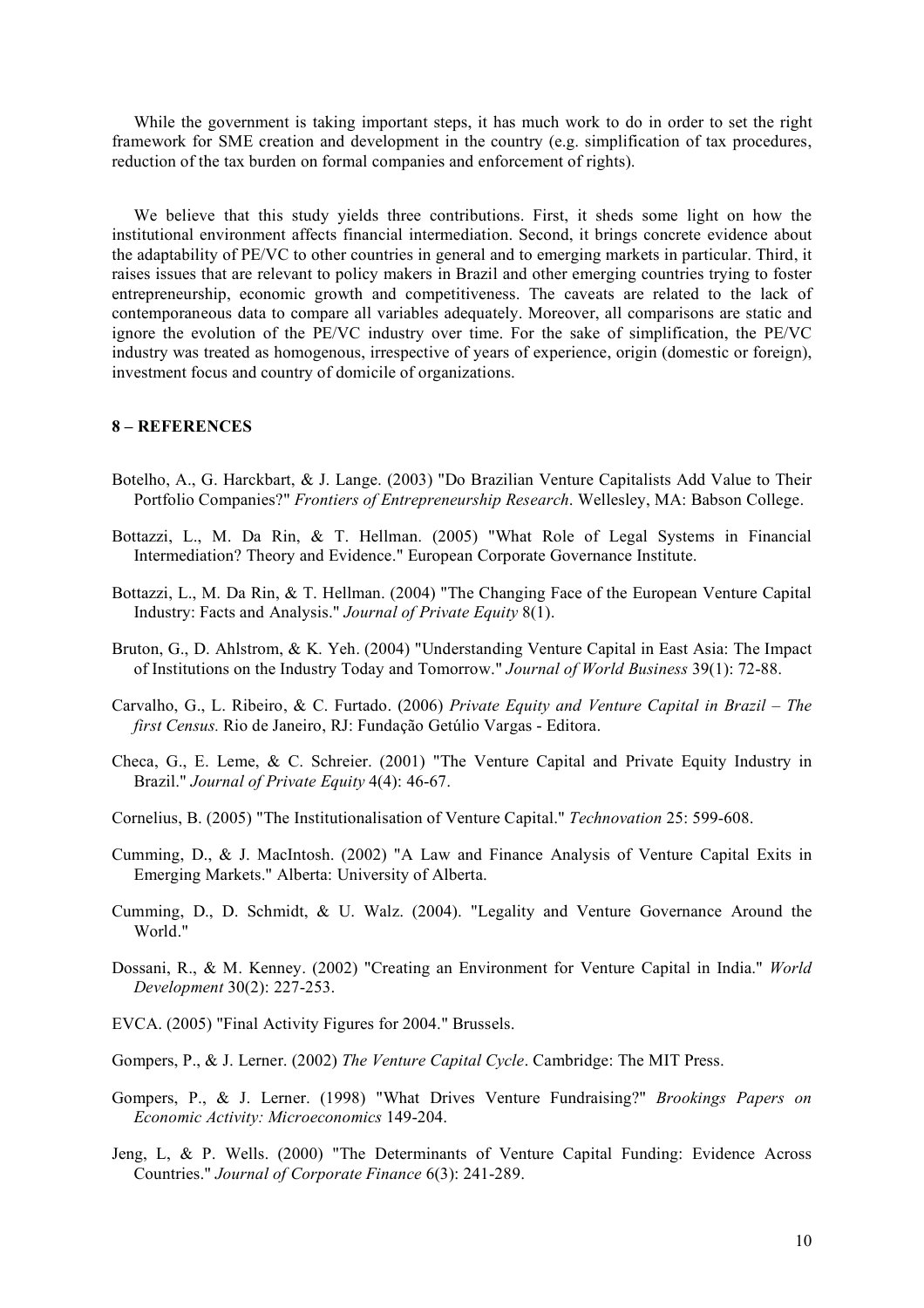While the government is taking important steps, it has much work to do in order to set the right framework for SME creation and development in the country (e.g. simplification of tax procedures, reduction of the tax burden on formal companies and enforcement of rights).

We believe that this study yields three contributions. First, it sheds some light on how the institutional environment affects financial intermediation. Second, it brings concrete evidence about the adaptability of PE/VC to other countries in general and to emerging markets in particular. Third, it raises issues that are relevant to policy makers in Brazil and other emerging countries trying to foster entrepreneurship, economic growth and competitiveness. The caveats are related to the lack of contemporaneous data to compare all variables adequately. Moreover, all comparisons are static and ignore the evolution of the PE/VC industry over time. For the sake of simplification, the PE/VC industry was treated as homogenous, irrespective of years of experience, origin (domestic or foreign), investment focus and country of domicile of organizations.

## 8 – REFERENCES

Botelho, A., G. Harckbart, & J. Lange. (2003) "Do Brazilian Venture Capitalists Add Value to Their Portfolio Companies?" *Frontiers of Entrepreneurship Research*. Wellesley, MA: Babson College.

Bottazzi, L., M. Da Rin, & T. Hellman. (2005) "What Role of Legal Systems in Financial Intermediation? Theory and Evidence." European Corporate Governance Institute.

Bottazzi, L., M. Da Rin, & T. Hellman. (2004) "The Changing Face of the European Venture Capital Industry: Facts and Analysis." *Journal of Private Equity* 8(1).

Bruton, G., D. Ahlstrom, & K. Yeh. (2004) "Understanding Venture Capital in East Asia: The Impact of Institutions on the Industry Today and Tomorrow." *Journal of World Business* 39(1): 72-88.

Carvalho, G., L. Ribeiro, & C. Furtado. (2006) *Private Equity and Venture Capital in Brazil – The first Census.* Rio de Janeiro, RJ: Fundação Getúlio Vargas - Editora.

Checa, G., E. Leme, & C. Schreier. (2001) "The Venture Capital and Private Equity Industry in Brazil." *Journal of Private Equity* 4(4): 46-67.

Cornelius, B. (2005) "The Institutionalisation of Venture Capital." *Technovation* 25: 599-608.

Cumming, D., & J. MacIntosh. (2002) "A Law and Finance Analysis of Venture Capital Exits in Emerging Markets." Alberta: University of Alberta.

Cumming, D., D. Schmidt, & U. Walz. (2004). "Legality and Venture Governance Around the World."

Dossani, R., & M. Kenney. (2002) "Creating an Environment for Venture Capital in India." *World Development* 30(2): 227-253.

EVCA. (2005) "Final Activity Figures for 2004." Brussels.

Gompers, P., & J. Lerner. (2002) *The Venture Capital Cycle*. Cambridge: The MIT Press.

Gompers, P., & J. Lerner. (1998) "What Drives Venture Fundraising?" *Brookings Papers on Economic Activity: Microeconomics* 149-204.

Jeng, L, & P. Wells. (2000) "The Determinants of Venture Capital Funding: Evidence Across Countries." *Journal of Corporate Finance* 6(3): 241-289.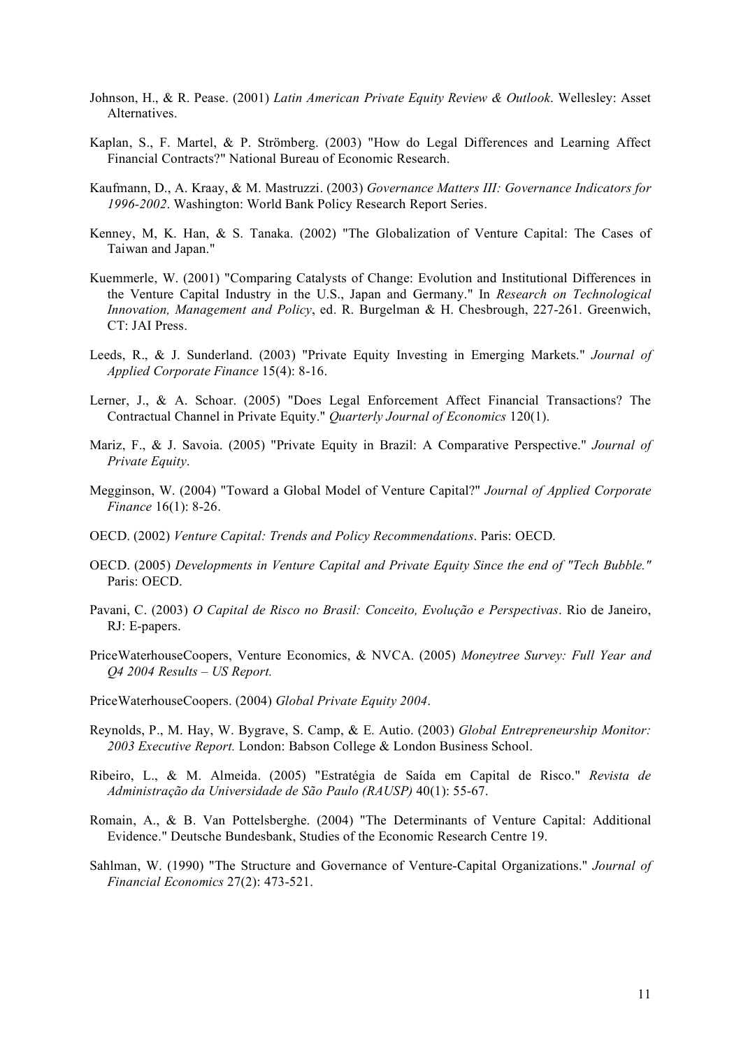Johnson, H., & R. Pease. (2001) *Latin American Private Equity Review & Outlook*. Wellesley: Asset Alternatives.

Kaplan, S., F. Martel, & P. Strömberg. (2003) "How do Legal Differences and Learning Affect Financial Contracts?" National Bureau of Economic Research.

Kaufmann, D., A. Kraay, & M. Mastruzzi. (2003) *Governance Matters III: Governance Indicators for 1996-2002*. Washington: World Bank Policy Research Report Series.

Kenney, M, K. Han, & S. Tanaka. (2002) "The Globalization of Venture Capital: The Cases of Taiwan and Japan."

Kuemmerle, W. (2001) "Comparing Catalysts of Change: Evolution and Institutional Differences in the Venture Capital Industry in the U.S., Japan and Germany." In *Research on Technological Innovation, Management and Policy*, ed. R. Burgelman & H. Chesbrough, 227-261. Greenwich, CT: JAI Press.

Leeds, R., & J. Sunderland. (2003) "Private Equity Investing in Emerging Markets." *Journal of Applied Corporate Finance* 15(4): 8-16.

Lerner, J., & A. Schoar. (2005) "Does Legal Enforcement Affect Financial Transactions? The Contractual Channel in Private Equity." *Quarterly Journal of Economics* 120(1).

Mariz, F., & J. Savoia. (2005) "Private Equity in Brazil: A Comparative Perspective." *Journal of Private Equity*.

Megginson, W. (2004) "Toward a Global Model of Venture Capital?" *Journal of Applied Corporate Finance* 16(1): 8-26.

OECD. (2002) *Venture Capital: Trends and Policy Recommendations*. Paris: OECD.

OECD. (2005) *Developments in Venture Capital and Private Equity Since the end of "Tech Bubble."* Paris: OECD.

Pavani, C. (2003) *O Capital de Risco no Brasil: Conceito, Evolução e Perspectivas*. Rio de Janeiro, RJ: E-papers.

PriceWaterhouseCoopers, Venture Economics, & NVCA. (2005) *Moneytree Survey: Full Year and Q4 2004 Results – US Report.*

PriceWaterhouseCoopers. (2004) *Global Private Equity 2004*.

Reynolds, P., M. Hay, W. Bygrave, S. Camp, & E. Autio. (2003) *Global Entrepreneurship Monitor: 2003 Executive Report.* London: Babson College & London Business School.

Ribeiro, L., & M. Almeida. (2005) "Estratégia de Saída em Capital de Risco." *Revista de Administração da Universidade de São Paulo (RAUSP)* 40(1): 55-67.

Romain, A., & B. Van Pottelsberghe. (2004) "The Determinants of Venture Capital: Additional Evidence." Deutsche Bundesbank, Studies of the Economic Research Centre 19.

Sahlman, W. (1990) "The Structure and Governance of Venture-Capital Organizations." *Journal of Financial Economics* 27(2): 473-521.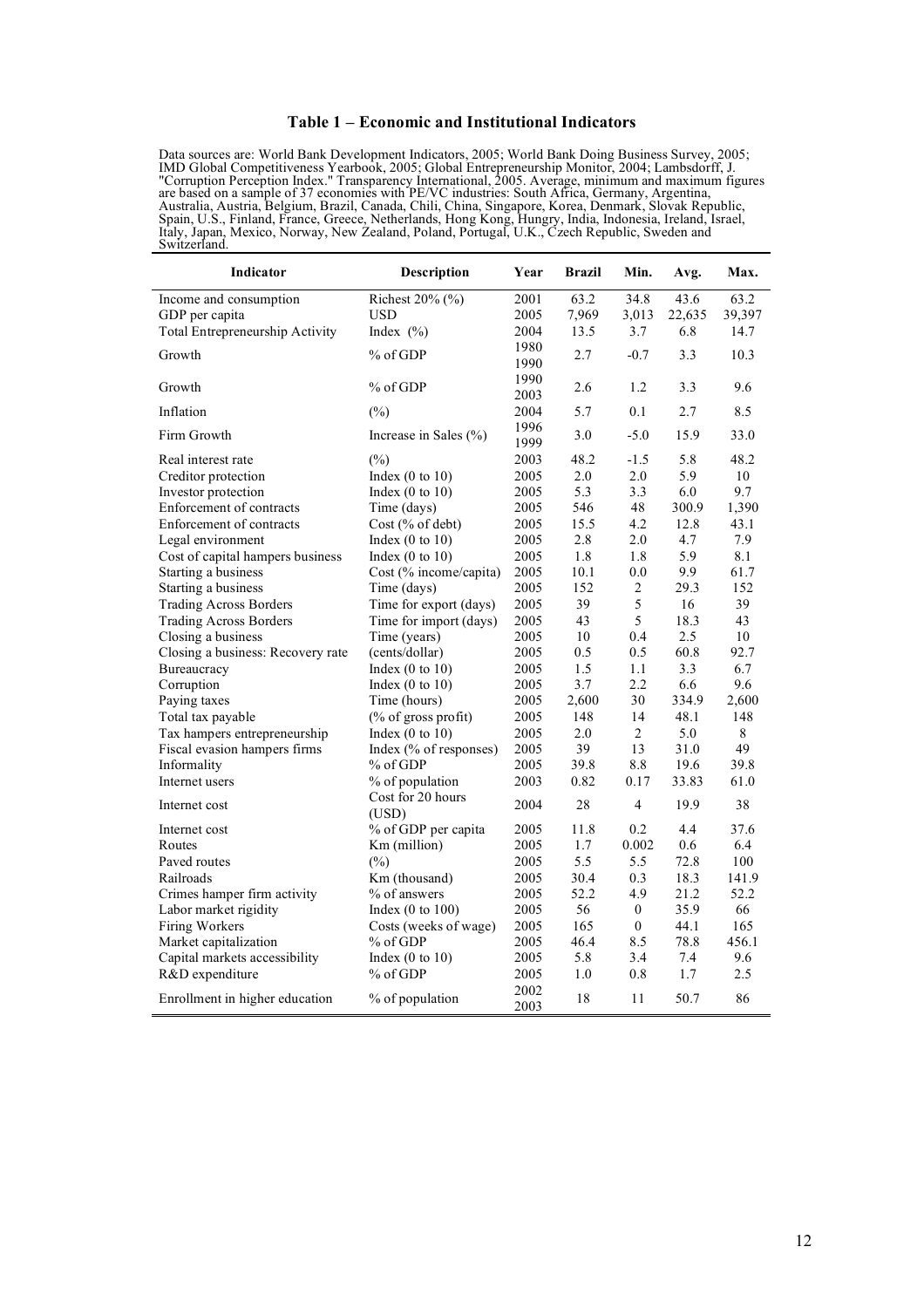# Table 1 – Economic and Institutional Indicators

Data sources are: World Bank Development Indicators, 2005; World Bank Doing Business Survey, 2005; IMD Global Competitiveness Yearbook, 2005; Global Entrepreneurship Monitor, 2004; Lambsdorff, J. "Corruption Perception Index." Transparency International, 2005. Average, minimum and maximum figures are based on a sample of 37 economies with PE/VC industries: South Africa, Germany, Argentina, Australia, Austria, Belgium, Brazil, Canada, Chili, China, Singapore, Korea, Denmark, Slovak Republic, Spain, U.S., Finland, France, Greece, Netherlands, Hong Kong, Hungry, India, Indonesia, Ireland, Israel, Italy, Japan, Mexico, Norway, New Zealand, Poland, Portugal, U.K., Czech Republic, Sweden and Switzerland.

| Indicator | Description | Year | Brazil | Min. | Avg. | Max. |
|---|---|---|---|---|---|---|
| Income and consumption | Richest 20% (%) | 2001 | 63.2 | 34.8 | 43.6 | 63.2 |
| GDP per capita | USD | 2005 | 7,969 | 3,013 | 22,635 | 39,397 |
| Total Entrepreneurship Activity | Index (%) | 2004 | 13.5 | 3.7 | 6.8 | 14.7 |
| Growth | % of GDP | 1980 1990 | 2.7 | -0.7 | 3.3 | 10.3 |
| Growth | % of GDP | 1990 2003 | 2.6 | 1.2 | 3.3 | 9.6 |
| Inflation | (%) | 2004 | 5.7 | 0.1 | 2.7 | 8.5 |
| Firm Growth | Increase in Sales (%) | 1996 1999 | 3.0 | -5.0 | 15.9 | 33.0 |
| Real interest rate | (%) | 2003 | 48.2 | -1.5 | 5.8 | 48.2 |
| Creditor protection | Index (0 to 10) | 2005 | 2.0 | 2.0 | 5.9 | 10 |
| Investor protection | Index (0 to 10) | 2005 | 5.3 | 3.3 | 6.0 | 9.7 |
| Enforcement of contracts | Time (days) | 2005 | 546 | 48 | 300.9 | 1,390 |
| Enforcement of contracts | Cost (% of debt) | 2005 | 15.5 | 4.2 | 12.8 | 43.1 |
| Legal environment | Index (0 to 10) | 2005 | 2.8 | 2.0 | 4.7 | 7.9 |
| Cost of capital hampers business | Index (0 to 10) | 2005 | 1.8 | 1.8 | 5.9 | 8.1 |
| Starting a business | Cost (% income/capita) | 2005 | 10.1 | 0.0 | 9.9 | 61.7 |
| Starting a business | Time (days) | 2005 | 152 | 2 | 29.3 | 152 |
| Trading Across Borders | Time for export (days) | 2005 | 39 | 5 | 16 | 39 |
| Trading Across Borders | Time for import (days) | 2005 | 43 | 5 | 18.3 | 43 |
| Closing a business | Time (years) | 2005 | 10 | 0.4 | 2.5 | 10 |
| Closing a business: Recovery rate | (cents/dollar) | 2005 | 0.5 | 0.5 | 60.8 | 92.7 |
| Bureaucracy | Index (0 to 10) | 2005 | 1.5 | 1.1 | 3.3 | 6.7 |
| Corruption | Index (0 to 10) | 2005 | 3.7 | 2.2 | 6.6 | 9.6 |
| Paying taxes | Time (hours) | 2005 | 2,600 | 30 | 334.9 | 2,600 |
| Total tax payable | (% of gross profit) | 2005 | 148 | 14 | 48.1 | 148 |
| Tax hampers entrepreneurship | Index (0 to 10) | 2005 | 2.0 | 2 | 5.0 | 8 |
| Fiscal evasion hampers firms | Index (% of responses) | 2005 | 39 | 13 | 31.0 | 49 |
| Informality | % of GDP | 2005 | 39.8 | 8.8 | 19.6 | 39.8 |
| Internet users | % of population | 2003 | 0.82 | 0.17 | 33.83 | 61.0 |
| Internet cost | Cost for 20 hours (USD) | 2004 | 28 | 4 | 19.9 | 38 |
| Internet cost | % of GDP per capita | 2005 | 11.8 | 0.2 | 4.4 | 37.6 |
| Routes | Km (million) | 2005 | 1.7 | 0.002 | 0.6 | 6.4 |
| Paved routes | (%) | 2005 | 5.5 | 5.5 | 72.8 | 100 |
| Railroads | Km (thousand) | 2005 | 30.4 | 0.3 | 18.3 | 141.9 |
| Crimes hamper firm activity | % of answers | 2005 | 52.2 | 4.9 | 21.2 | 52.2 |
| Labor market rigidity | Index (0 to 100) | 2005 | 56 | 0 | 35.9 | 66 |
| Firing Workers | Costs (weeks of wage) | 2005 | 165 | 0 | 44.1 | 165 |
| Market capitalization | % of GDP | 2005 | 46.4 | 8.5 | 78.8 | 456.1 |
| Capital markets accessibility | Index (0 to 10) | 2005 | 5.8 | 3.4 | 7.4 | 9.6 |
| R&D expenditure | % of GDP | 2005 | 1.0 | 0.8 | 1.7 | 2.5 |
| Enrollment in higher education | % of population | 2002 2003 | 18 | 11 | 50.7 | 86 |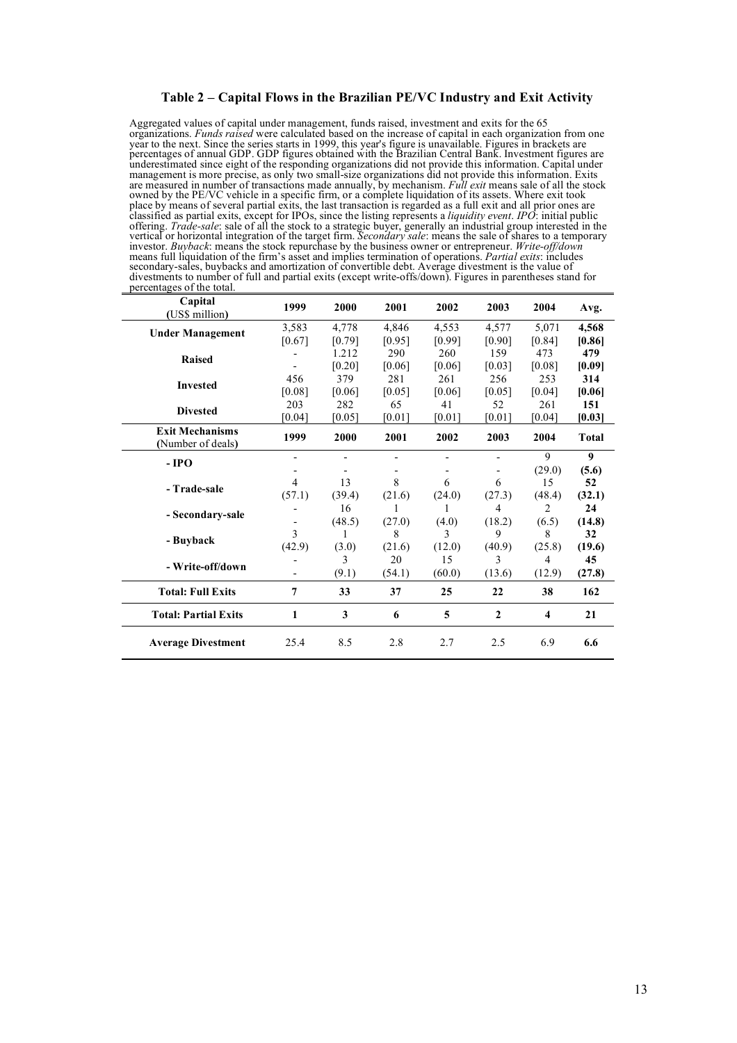### Table 2 – Capital Flows in the Brazilian PE/VC Industry and Exit Activity

Aggregated values of capital under management, funds raised, investment and exits for the 65 organizations. *Funds raised* were calculated based on the increase of capital in each organization from one year to the next. Since the series starts in 1999, this year's figure is unavailable. Figures in brackets are percentages of annual GDP. GDP figures obtained with the Brazilian Central Bank. Investment figures are underestimated since eight of the responding organizations did not provide this information. Capital under management is more precise, as only two small-size organizations did not provide this information. Exits are measured in number of transactions made annually, by mechanism. *Full exit* means sale of all the stock owned by the PE/VC vehicle in a specific firm, or a complete liquidation of its assets. Where exit took place by means of several partial exits, the last transaction is regarded as a full exit and all prior ones are classified as partial exits, except for IPOs, since the listing represents a *liquidity event*. *IPO*: initial public offering. *Trade-sale*: sale of all the stock to a strategic buyer, generally an industrial group interested in the vertical or horizontal integration of the target firm. *Secondary sale*: means the sale of shares to a temporary investor. *Buyback*: means the stock repurchase by the business owner or entrepreneur. *Write-off/down* means full liquidation of the firm's asset and implies termination of operations. *Partial exits*: includes secondary-sales, buybacks and amortization of convertible debt. Average divestment is the value of divestments to number of full and partial exits (except write-offs/down). Figures in parentheses stand for percentages of the total.

| Capital (US$ million) | 1999 | 2000 | 2001 | 2002 | 2003 | 2004 | Avg. |
|---|---|---|---|---|---|---|---|
| **Under Management** | 3,583 | 4,778 | 4,846 | 4,553 | 4,577 | 5,071 | **4,568** |
| | [0.67] | [0.79] | [0.95] | [0.99] | [0.90] | [0.84] | **[0.86]** |
| **Raised** | - | 1.212 | 290 | 260 | 159 | 473 | **479** |
| | - | [0.20] | [0.06] | [0.06] | [0.03] | [0.08] | **[0.09]** |
| **Invested** | 456 | 379 | 281 | 261 | 256 | 253 | **314** |
| | [0.08] | [0.06] | [0.05] | [0.06] | [0.05] | [0.04] | **[0.06]** |
| **Divested** | 203 | 282 | 65 | 41 | 52 | 261 | **151** |
| | [0.04] | [0.05] | [0.01] | [0.01] | [0.01] | [0.04] | **[0.03]** |
| **Exit Mechanisms (Number of deals)** | **1999** | **2000** | **2001** | **2002** | **2003** | **2004** | **Total** |
| **- IPO** | - | - | - | - | - | 9 | **9** |
| | - | - | - | - | - | (29.0) | **(5.6)** |
| **- Trade-sale** | 4 | 13 | 8 | 6 | 6 | 15 | **52** |
| | (57.1) | (39.4) | (21.6) | (24.0) | (27.3) | (48.4) | **(32.1)** |
| **- Secondary-sale** | - | 16 | 1 | 1 | 4 | 2 | **24** |
| | - | (48.5) | (27.0) | (4.0) | (18.2) | (6.5) | **(14.8)** |
| **- Buyback** | 3 | 1 | 8 | 3 | 9 | 8 | **32** |
| | (42.9) | (3.0) | (21.6) | (12.0) | (40.9) | (25.8) | **(19.6)** |
| **- Write-off/down** | - | 3 | 20 | 15 | 3 | 4 | **45** |
| | - | (9.1) | (54.1) | (60.0) | (13.6) | (12.9) | **(27.8)** |
| **Total: Full Exits** | **7** | **33** | **37** | **25** | **22** | **38** | **162** |
| **Total: Partial Exits** | **1** | **3** | **6** | **5** | **2** | **4** | **21** |
| **Average Divestment** | 25.4 | 8.5 | 2.8 | 2.7 | 2.5 | 6.9 | **6.6** |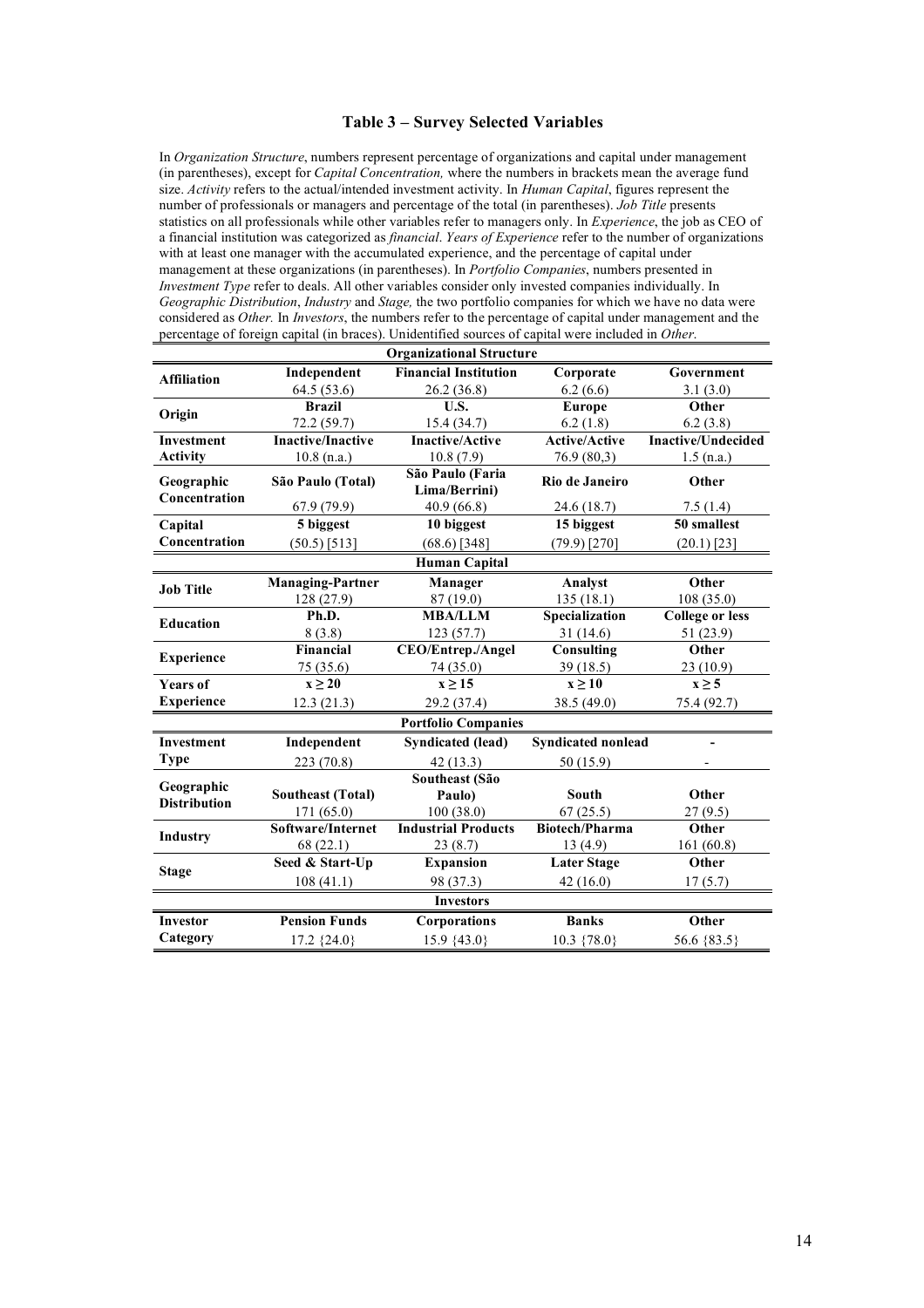### Table 3 – Survey Selected Variables

In *Organization Structure*, numbers represent percentage of organizations and capital under management (in parentheses), except for *Capital Concentration,* where the numbers in brackets mean the average fund size. *Activity* refers to the actual/intended investment activity. In *Human Capital*, figures represent the number of professionals or managers and percentage of the total (in parentheses). *Job Title* presents statistics on all professionals while other variables refer to managers only. In *Experience*, the job as CEO of a financial institution was categorized as *financial*. *Years of Experience* refer to the number of organizations with at least one manager with the accumulated experience, and the percentage of capital under management at these organizations (in parentheses). In *Portfolio Companies*, numbers presented in *Investment Type* refer to deals. All other variables consider only invested companies individually. In *Geographic Distribution*, *Industry* and *Stage,* the two portfolio companies for which we have no data were considered as *Other.* In *Investors*, the numbers refer to the percentage of capital under management and the percentage of foreign capital (in braces). Unidentified sources of capital were included in *Other.*

| | | | | |
|---|---|---|---|---|
| | | **Organizational Structure** | | |
| **Affiliation** | **Independent** | **Financial Institution** | **Corporate** | **Government** |
| | 64.5 (53.6) | 26.2 (36.8) | 6.2 (6.6) | 3.1 (3.0) |
| **Origin** | **Brazil** | **U.S.** | **Europe** | **Other** |
| | 72.2 (59.7) | 15.4 (34.7) | 6.2 (1.8) | 6.2 (3.8) |
| **Investment Activity** | **Inactive/Inactive** | **Inactive/Active** | **Active/Active** | **Inactive/Undecided** |
| | 10.8 (n.a.) | 10.8 (7.9) | 76.9 (80,3) | 1.5 (n.a.) |
| **Geographic Concentration** | **São Paulo (Total)** | **São Paulo (Faria Lima/Berrini)** | **Rio de Janeiro** | **Other** |
| | 67.9 (79.9) | 40.9 (66.8) | 24.6 (18.7) | 7.5 (1.4) |
| **Capital Concentration** | **5 biggest** | **10 biggest** | **15 biggest** | **50 smallest** |
| | (50.5) [513] | (68.6) [348] | (79.9) [270] | (20.1) [23] |
| | | **Human Capital** | | |
| **Job Title** | **Managing-Partner** | **Manager** | **Analyst** | **Other** |
| | 128 (27.9) | 87 (19.0) | 135 (18.1) | 108 (35.0) |
| **Education** | **Ph.D.** | **MBA/LLM** | **Specialization** | **College or less** |
| | 8 (3.8) | 123 (57.7) | 31 (14.6) | 51 (23.9) |
| **Experience** | **Financial** | **CEO/Entrep./Angel** | **Consulting** | **Other** |
| | 75 (35.6) | 74 (35.0) | 39 (18.5) | 23 (10.9) |
| **Years of Experience** | $x \geq 20$ | $x \geq 15$ | $x \geq 10$ | $x \geq 5$ |
| | 12.3 (21.3) | 29.2 (37.4) | 38.5 (49.0) | 75.4 (92.7) |
| | | **Portfolio Companies** | | |
| **Investment Type** | **Independent** | **Syndicated (lead)** | **Syndicated nonlead** | - |
| | 223 (70.8) | 42 (13.3) | 50 (15.9) | - |
| **Geographic Distribution** | **Southeast (Total)** | **Southeast (São Paulo)** | **South** | **Other** |
| | 171 (65.0) | 100 (38.0) | 67 (25.5) | 27 (9.5) |
| **Industry** | **Software/Internet** | **Industrial Products** | **Biotech/Pharma** | **Other** |
| | 68 (22.1) | 23 (8.7) | 13 (4.9) | 161 (60.8) |
| **Stage** | **Seed & Start-Up** | **Expansion** | **Later Stage** | **Other** |
| | 108 (41.1) | 98 (37.3) | 42 (16.0) | 17 (5.7) |
| | | **Investors** | | |
| **Investor Category** | **Pension Funds** | **Corporations** | **Banks** | **Other** |
| | 17.2 {24.0} | 15.9 {43.0} | 10.3 {78.0} | 56.6 {83.5} |